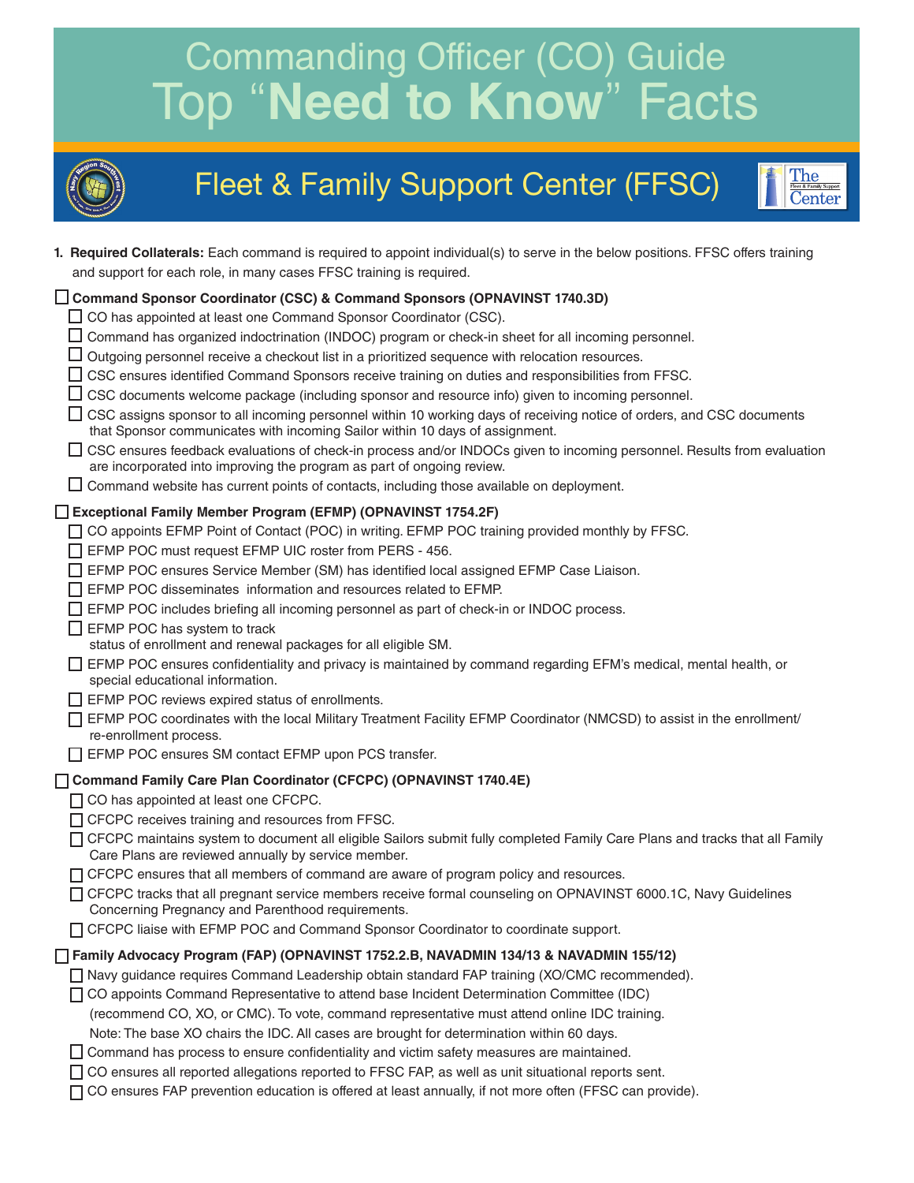# Commanding Officer (CO) Guide
# Top "**Need to Know**" Facts

## Fleet & Family Support Center (FFSC)

1. **Required Collaterals:** Each command is required to appoint individual(s) to serve in the below positions. FFSC offers training and support for each role, in many cases FFSC training is required.

- [ ] **Command Sponsor Coordinator (CSC) & Command Sponsors (OPNAVINST 1740.3D)**
  - [ ] CO has appointed at least one Command Sponsor Coordinator (CSC).
  - [ ] Command has organized indoctrination (INDOC) program or check-in sheet for all incoming personnel.
  - [ ] Outgoing personnel receive a checkout list in a prioritized sequence with relocation resources.
  - [ ] CSC ensures identified Command Sponsors receive training on duties and responsibilities from FFSC.
  - [ ] CSC documents welcome package (including sponsor and resource info) given to incoming personnel.
  - [ ] CSC assigns sponsor to all incoming personnel within 10 working days of receiving notice of orders, and CSC documents that Sponsor communicates with incoming Sailor within 10 days of assignment.
  - [ ] CSC ensures feedback evaluations of check-in process and/or INDOCs given to incoming personnel. Results from evaluation are incorporated into improving the program as part of ongoing review.
  - [ ] Command website has current points of contacts, including those available on deployment.

- [ ] **Exceptional Family Member Program (EFMP) (OPNAVINST 1754.2F)**
  - [ ] CO appoints EFMP Point of Contact (POC) in writing. EFMP POC training provided monthly by FFSC.
  - [ ] EFMP POC must request EFMP UIC roster from PERS - 456.
  - [ ] EFMP POC ensures Service Member (SM) has identified local assigned EFMP Case Liaison.
  - [ ] EFMP POC disseminates information and resources related to EFMP.
  - [ ] EFMP POC includes briefing all incoming personnel as part of check-in or INDOC process.
  - [ ] EFMP POC has system to track status of enrollment and renewal packages for all eligible SM.
  - [ ] EFMP POC ensures confidentiality and privacy is maintained by command regarding EFM's medical, mental health, or special educational information.
  - [ ] EFMP POC reviews expired status of enrollments.
  - [ ] EFMP POC coordinates with the local Military Treatment Facility EFMP Coordinator (NMCSD) to assist in the enrollment/re-enrollment process.
  - [ ] EFMP POC ensures SM contact EFMP upon PCS transfer.

- [ ] **Command Family Care Plan Coordinator (CFCPC) (OPNAVINST 1740.4E)**
  - [ ] CO has appointed at least one CFCPC.
  - [ ] CFCPC receives training and resources from FFSC.
  - [ ] CFCPC maintains system to document all eligible Sailors submit fully completed Family Care Plans and tracks that all Family Care Plans are reviewed annually by service member.
  - [ ] CFCPC ensures that all members of command are aware of program policy and resources.
  - [ ] CFCPC tracks that all pregnant service members receive formal counseling on OPNAVINST 6000.1C, Navy Guidelines Concerning Pregnancy and Parenthood requirements.
  - [ ] CFCPC liaise with EFMP POC and Command Sponsor Coordinator to coordinate support.

- [ ] **Family Advocacy Program (FAP) (OPNAVINST 1752.2.B, NAVADMIN 134/13 & NAVADMIN 155/12)**
  - [ ] Navy guidance requires Command Leadership obtain standard FAP training (XO/CMC recommended).
  - [ ] CO appoints Command Representative to attend base Incident Determination Committee (IDC) (recommend CO, XO, or CMC). To vote, command representative must attend online IDC training. Note: The base XO chairs the IDC. All cases are brought for determination within 60 days.
  - [ ] Command has process to ensure confidentiality and victim safety measures are maintained.
  - [ ] CO ensures all reported allegations reported to FFSC FAP, as well as unit situational reports sent.
  - [ ] CO ensures FAP prevention education is offered at least annually, if not more often (FFSC can provide).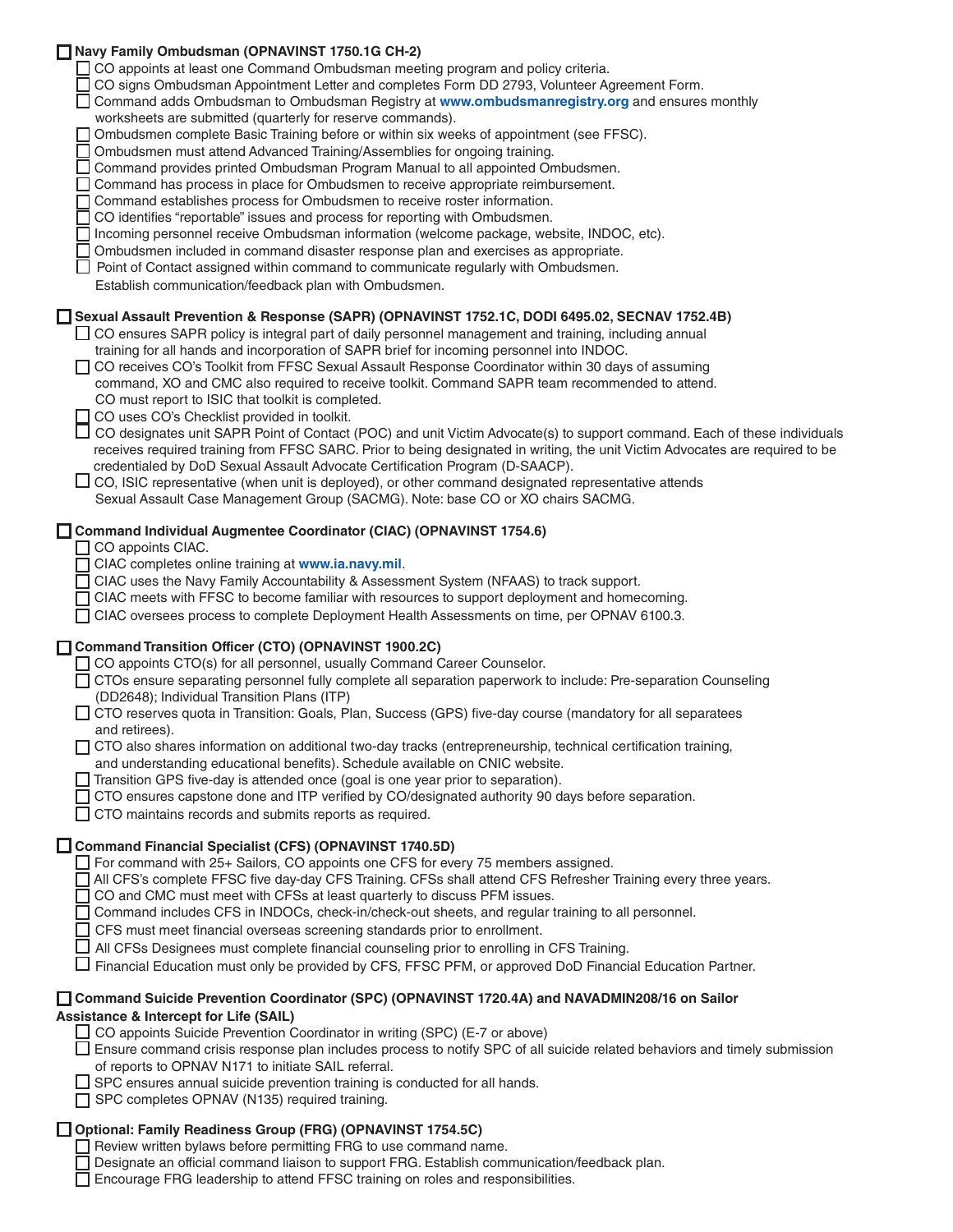- [ ] **Navy Family Ombudsman (OPNAVINST 1750.1G CH-2)**
  - [ ] CO appoints at least one Command Ombudsman meeting program and policy criteria.
  - [ ] CO signs Ombudsman Appointment Letter and completes Form DD 2793, Volunteer Agreement Form.
  - [ ] Command adds Ombudsman to Ombudsman Registry at **www.ombudsmanregistry.org** and ensures monthly worksheets are submitted (quarterly for reserve commands).
  - [ ] Ombudsmen complete Basic Training before or within six weeks of appointment (see FFSC).
  - [ ] Ombudsmen must attend Advanced Training/Assemblies for ongoing training.
  - [ ] Command provides printed Ombudsman Program Manual to all appointed Ombudsmen.
  - [ ] Command has process in place for Ombudsmen to receive appropriate reimbursement.
  - [ ] Command establishes process for Ombudsmen to receive roster information.
  - [ ] CO identifies "reportable" issues and process for reporting with Ombudsmen.
  - [ ] Incoming personnel receive Ombudsman information (welcome package, website, INDOC, etc).
  - [ ] Ombudsmen included in command disaster response plan and exercises as appropriate.
  - [ ] Point of Contact assigned within command to communicate regularly with Ombudsmen. Establish communication/feedback plan with Ombudsmen.

- [ ] **Sexual Assault Prevention & Response (SAPR) (OPNAVINST 1752.1C, DODI 6495.02, SECNAV 1752.4B)**
  - [ ] CO ensures SAPR policy is integral part of daily personnel management and training, including annual training for all hands and incorporation of SAPR brief for incoming personnel into INDOC.
  - [ ] CO receives CO's Toolkit from FFSC Sexual Assault Response Coordinator within 30 days of assuming command, XO and CMC also required to receive toolkit. Command SAPR team recommended to attend. CO must report to ISIC that toolkit is completed.
  - [ ] CO uses CO's Checklist provided in toolkit.
  - [ ] CO designates unit SAPR Point of Contact (POC) and unit Victim Advocate(s) to support command. Each of these individuals receives required training from FFSC SARC. Prior to being designated in writing, the unit Victim Advocates are required to be credentialed by DoD Sexual Assault Advocate Certification Program (D-SAACP).
  - [ ] CO, ISIC representative (when unit is deployed), or other command designated representative attends Sexual Assault Case Management Group (SACMG). Note: base CO or XO chairs SACMG.

- [ ] **Command Individual Augmentee Coordinator (CIAC) (OPNAVINST 1754.6)**
  - [ ] CO appoints CIAC.
  - [ ] CIAC completes online training at **www.ia.navy.mil**.
  - [ ] CIAC uses the Navy Family Accountability & Assessment System (NFAAS) to track support.
  - [ ] CIAC meets with FFSC to become familiar with resources to support deployment and homecoming.
  - [ ] CIAC oversees process to complete Deployment Health Assessments on time, per OPNAV 6100.3.

- [ ] **Command Transition Officer (CTO) (OPNAVINST 1900.2C)**
  - [ ] CO appoints CTO(s) for all personnel, usually Command Career Counselor.
  - [ ] CTOs ensure separating personnel fully complete all separation paperwork to include: Pre-separation Counseling (DD2648); Individual Transition Plans (ITP)
  - [ ] CTO reserves quota in Transition: Goals, Plan, Success (GPS) five-day course (mandatory for all separatees and retirees).
  - [ ] CTO also shares information on additional two-day tracks (entrepreneurship, technical certification training, and understanding educational benefits). Schedule available on CNIC website.
  - [ ] Transition GPS five-day is attended once (goal is one year prior to separation).
  - [ ] CTO ensures capstone done and ITP verified by CO/designated authority 90 days before separation.
  - [ ] CTO maintains records and submits reports as required.

- [ ] **Command Financial Specialist (CFS) (OPNAVINST 1740.5D)**
  - [ ] For command with 25+ Sailors, CO appoints one CFS for every 75 members assigned.
  - [ ] All CFS's complete FFSC five day-day CFS Training. CFSs shall attend CFS Refresher Training every three years.
  - [ ] CO and CMC must meet with CFSs at least quarterly to discuss PFM issues.
  - [ ] Command includes CFS in INDOCs, check-in/check-out sheets, and regular training to all personnel.
  - [ ] CFS must meet financial overseas screening standards prior to enrollment.
  - [ ] All CFSs Designees must complete financial counseling prior to enrolling in CFS Training.
  - [ ] Financial Education must only be provided by CFS, FFSC PFM, or approved DoD Financial Education Partner.

- [ ] **Command Suicide Prevention Coordinator (SPC) (OPNAVINST 1720.4A) and NAVADMIN208/16 on Sailor Assistance & Intercept for Life (SAIL)**
  - [ ] CO appoints Suicide Prevention Coordinator in writing (SPC) (E-7 or above)
  - [ ] Ensure command crisis response plan includes process to notify SPC of all suicide related behaviors and timely submission of reports to OPNAV N171 to initiate SAIL referral.
  - [ ] SPC ensures annual suicide prevention training is conducted for all hands.
  - [ ] SPC completes OPNAV (N135) required training.

- [ ] **Optional: Family Readiness Group (FRG) (OPNAVINST 1754.5C)**
  - [ ] Review written bylaws before permitting FRG to use command name.
  - [ ] Designate an official command liaison to support FRG. Establish communication/feedback plan.
  - [ ] Encourage FRG leadership to attend FFSC training on roles and responsibilities.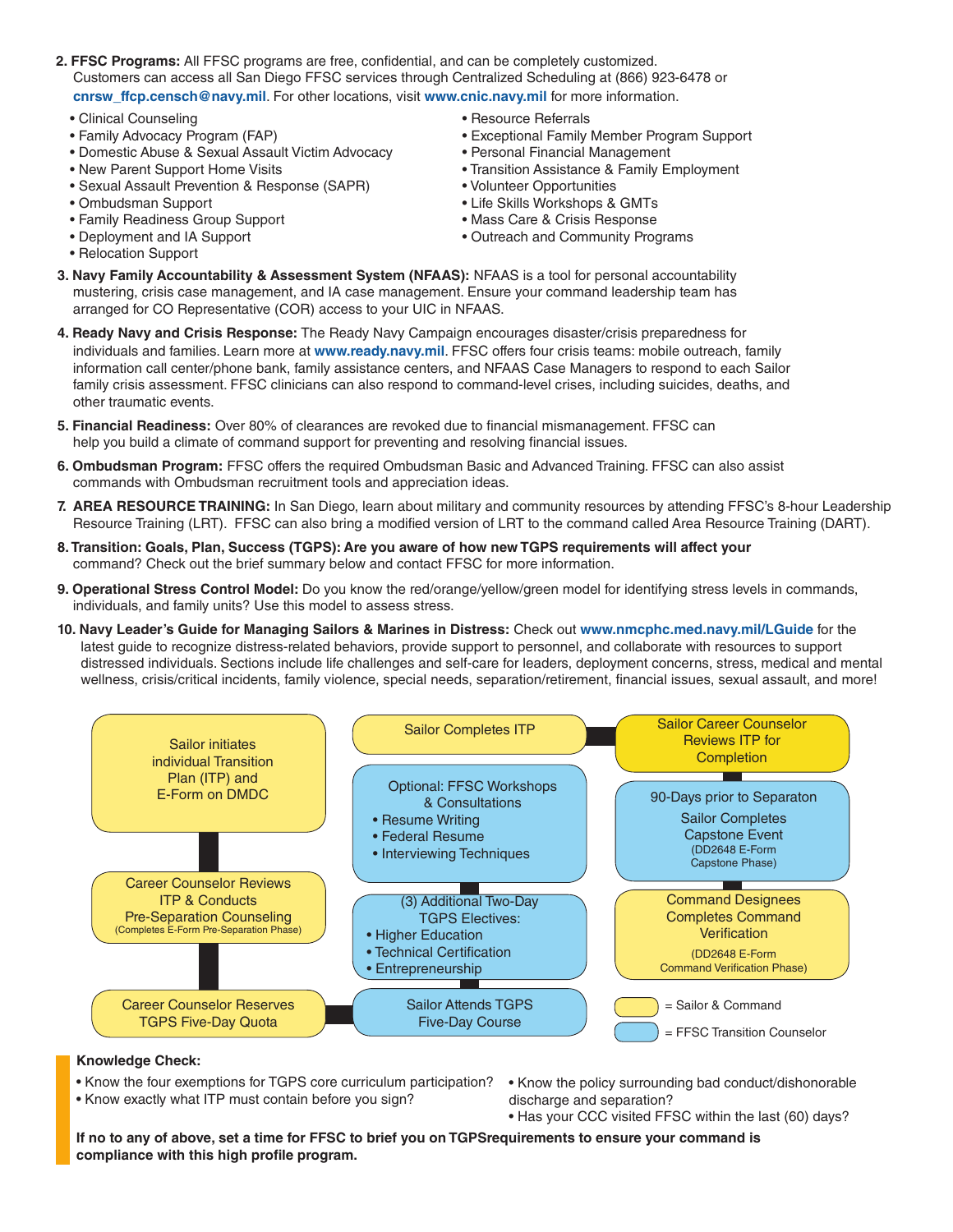**2. FFSC Programs:** All FFSC programs are free, confidential, and can be completely customized. Customers can access all San Diego FFSC services through Centralized Scheduling at (866) 923-6478 or **cnrsw_ffcp.censch@navy.mil**. For other locations, visit **www.cnic.navy.mil** for more information.

- Clinical Counseling
- Family Advocacy Program (FAP)
- Domestic Abuse & Sexual Assault Victim Advocacy
- New Parent Support Home Visits
- Sexual Assault Prevention & Response (SAPR)
- Ombudsman Support
- Family Readiness Group Support
- Deployment and IA Support
- Relocation Support
- Resource Referrals
- Exceptional Family Member Program Support
- Personal Financial Management
- Transition Assistance & Family Employment
- Volunteer Opportunities
- Life Skills Workshops & GMTs
- Mass Care & Crisis Response
- Outreach and Community Programs

**3. Navy Family Accountability & Assessment System (NFAAS):** NFAAS is a tool for personal accountability mustering, crisis case management, and IA case management. Ensure your command leadership team has arranged for CO Representative (COR) access to your UIC in NFAAS.

**4. Ready Navy and Crisis Response:** The Ready Navy Campaign encourages disaster/crisis preparedness for individuals and families. Learn more at **www.ready.navy.mil**. FFSC offers four crisis teams: mobile outreach, family information call center/phone bank, family assistance centers, and NFAAS Case Managers to respond to each Sailor family crisis assessment. FFSC clinicians can also respond to command-level crises, including suicides, deaths, and other traumatic events.

**5. Financial Readiness:** Over 80% of clearances are revoked due to financial mismanagement. FFSC can help you build a climate of command support for preventing and resolving financial issues.

**6. Ombudsman Program:** FFSC offers the required Ombudsman Basic and Advanced Training. FFSC can also assist commands with Ombudsman recruitment tools and appreciation ideas.

**7. AREA RESOURCE TRAINING:** In San Diego, learn about military and community resources by attending FFSC's 8-hour Leadership Resource Training (LRT). FFSC can also bring a modified version of LRT to the command called Area Resource Training (DART).

**8. Transition: Goals, Plan, Success (TGPS): Are you aware of how new TGPS requirements will affect your** command? Check out the brief summary below and contact FFSC for more information.

**9. Operational Stress Control Model:** Do you know the red/orange/yellow/green model for identifying stress levels in commands, individuals, and family units? Use this model to assess stress.

**10. Navy Leader's Guide for Managing Sailors & Marines in Distress:** Check out **www.nmcphc.med.navy.mil/LGuide** for the latest guide to recognize distress-related behaviors, provide support to personnel, and collaborate with resources to support distressed individuals. Sections include life challenges and self-care for leaders, deployment concerns, stress, medical and mental wellness, crisis/critical incidents, family violence, special needs, separation/retirement, financial issues, sexual assault, and more!

Sailor initiates individual Transition Plan (ITP) and E-Form on DMDC

Career Counselor Reviews ITP & Conducts Pre-Separation Counseling (Completes E-Form Pre-Separation Phase)

Career Counselor Reserves TGPS Five-Day Quota

Sailor Attends TGPS Five-Day Course

(3) Additional Two-Day TGPS Electives:
- Higher Education
- Technical Certification
- Entrepreneurship

Optional: FFSC Workshops & Consultations
- Resume Writing
- Federal Resume
- Interviewing Techniques

Sailor Completes ITP

Sailor Career Counselor Reviews ITP for Completion

90-Days prior to Separaton Sailor Completes Capstone Event (DD2648 E-Form Capstone Phase)

Command Designees Completes Command Verification (DD2648 E-Form Command Verification Phase)

= Sailor & Command

= FFSC Transition Counselor

**Knowledge Check:**

- Know the four exemptions for TGPS core curriculum participation?
- Know exactly what ITP must contain before you sign?
- Know the policy surrounding bad conduct/dishonorable discharge and separation?
- Has your CCC visited FFSC within the last (60) days?

**If no to any of above, set a time for FFSC to brief you on TGPSrequirements to ensure your command is compliance with this high profile program.**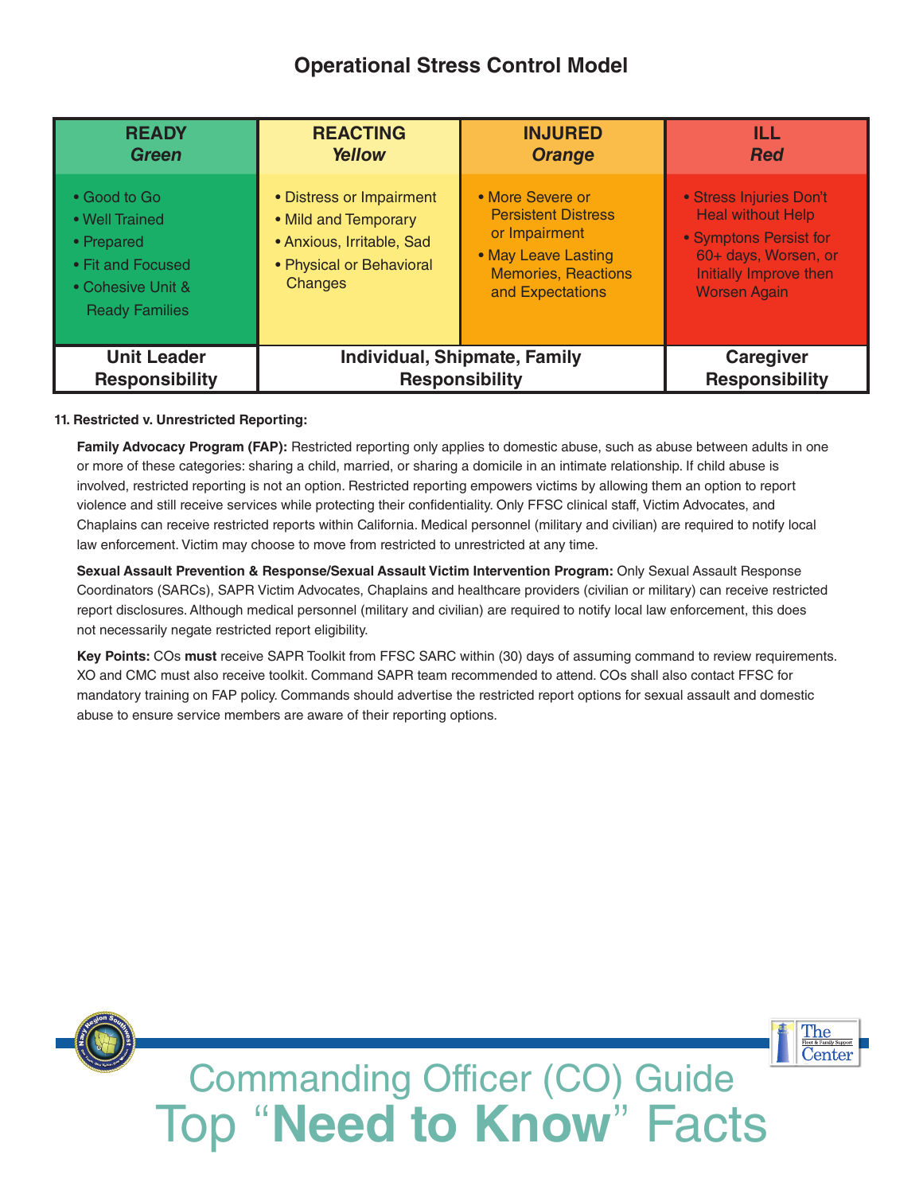## Operational Stress Control Model

| READY *Green* | REACTING *Yellow* | INJURED *Orange* | ILL *Red* |
|---|---|---|---|
| • Good to Go<br>• Well Trained<br>• Prepared<br>• Fit and Focused<br>• Cohesive Unit & Ready Families | • Distress or Impairment<br>• Mild and Temporary<br>• Anxious, Irritable, Sad<br>• Physical or Behavioral Changes | • More Severe or Persistent Distress or Impairment<br>• May Leave Lasting Memories, Reactions and Expectations | • Stress Injuries Don't Heal without Help<br>• Symptons Persist for 60+ days, Worsen, or Initially Improve then Worsen Again |
| **Unit Leader Responsibility** | **Individual, Shipmate, Family Responsibility** | | **Caregiver Responsibility** |

**11. Restricted v. Unrestricted Reporting:**

**Family Advocacy Program (FAP):** Restricted reporting only applies to domestic abuse, such as abuse between adults in one or more of these categories: sharing a child, married, or sharing a domicile in an intimate relationship. If child abuse is involved, restricted reporting is not an option. Restricted reporting empowers victims by allowing them an option to report violence and still receive services while protecting their confidentiality. Only FFSC clinical staff, Victim Advocates, and Chaplains can receive restricted reports within California. Medical personnel (military and civilian) are required to notify local law enforcement. Victim may choose to move from restricted to unrestricted at any time.

**Sexual Assault Prevention & Response/Sexual Assault Victim Intervention Program:** Only Sexual Assault Response Coordinators (SARCs), SAPR Victim Advocates, Chaplains and healthcare providers (civilian or military) can receive restricted report disclosures. Although medical personnel (military and civilian) are required to notify local law enforcement, this does not necessarily negate restricted report eligibility.

**Key Points:** COs **must** receive SAPR Toolkit from FFSC SARC within (30) days of assuming command to review requirements. XO and CMC must also receive toolkit. Command SAPR team recommended to attend. COs shall also contact FFSC for mandatory training on FAP policy. Commands should advertise the restricted report options for sexual assault and domestic abuse to ensure service members are aware of their reporting options.